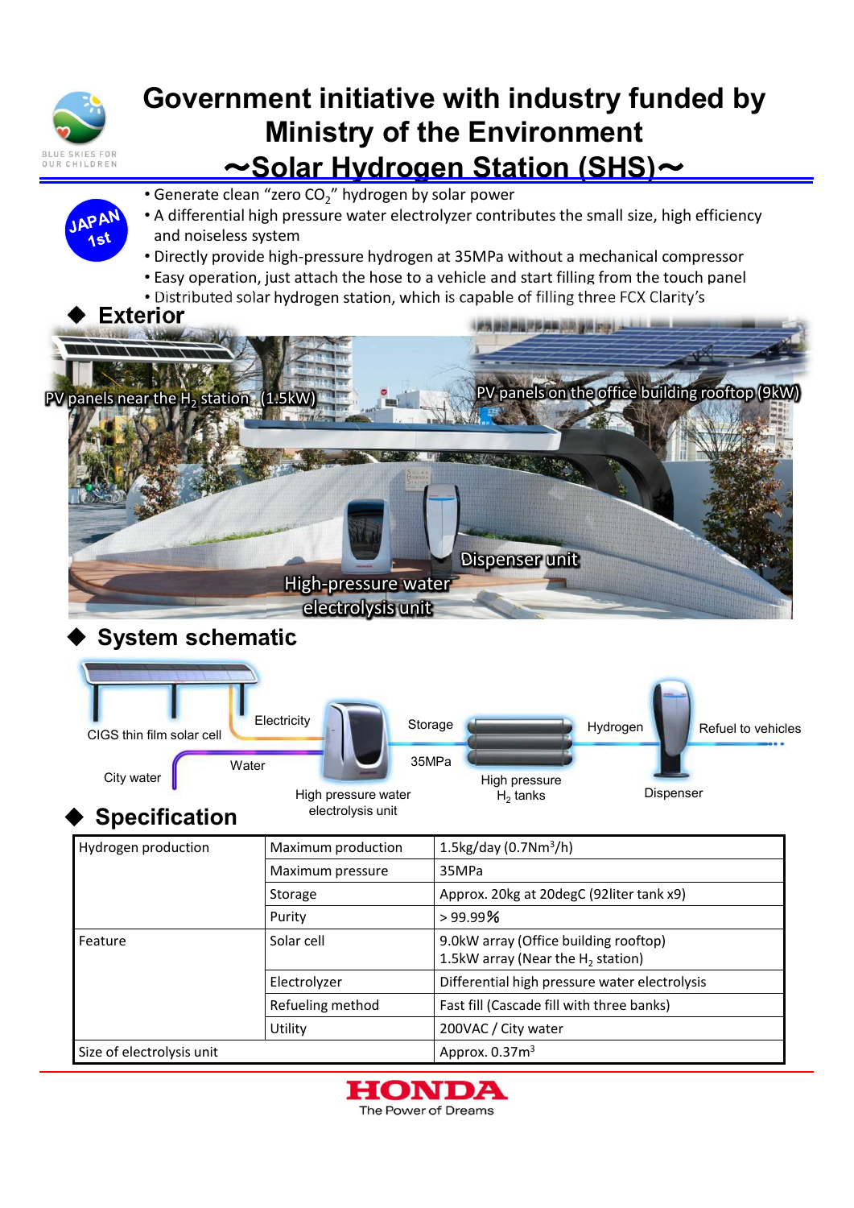# Government initiative with industry funded by Ministry of the Environment

## ～Solar Hydrogen Station (SHS)～

JAPAN 1st

- Generate clean "zero $CO_2$" hydrogen by solar power
- A differential high pressure water electrolyzer contributes the small size, high efficiency and noiseless system
- Directly provide high-pressure hydrogen at 35MPa without a mechanical compressor
- Easy operation, just attach the hose to a vehicle and start filling from the touch panel
- Distributed solar hydrogen station, which is capable of filling three FCX Clarity's

## ◆ Exterior

PV panels near the $H_2$ station (1.5kW)

PV panels on the office building rooftop (9kW)

Dispenser unit

High-pressure water electrolysis unit

## ◆ System schematic

CIGS thin film solar cell → Electricity → High pressure water electrolysis unit → Storage 35MPa → High pressure $H_2$ tanks → Hydrogen → Dispenser → Refuel to vehicles

City water → Water → High pressure water electrolysis unit

## ◆ Specification

| | | |
|---|---|---|
| Hydrogen production | Maximum production | 1.5kg/day (0.7$Nm^3$/h) |
| | Maximum pressure | 35MPa |
| | Storage | Approx. 20kg at 20degC (92liter tank x9) |
| | Purity | > 99.99% |
| Feature | Solar cell | 9.0kW array (Office building rooftop)<br>1.5kW array (Near the $H_2$ station) |
| | Electrolyzer | Differential high pressure water electrolysis |
| | Refueling method | Fast fill (Cascade fill with three banks) |
| | Utility | 200VAC / City water |
| Size of electrolysis unit | | Approx. 0.37$m^3$ |

HONDA
The Power of Dreams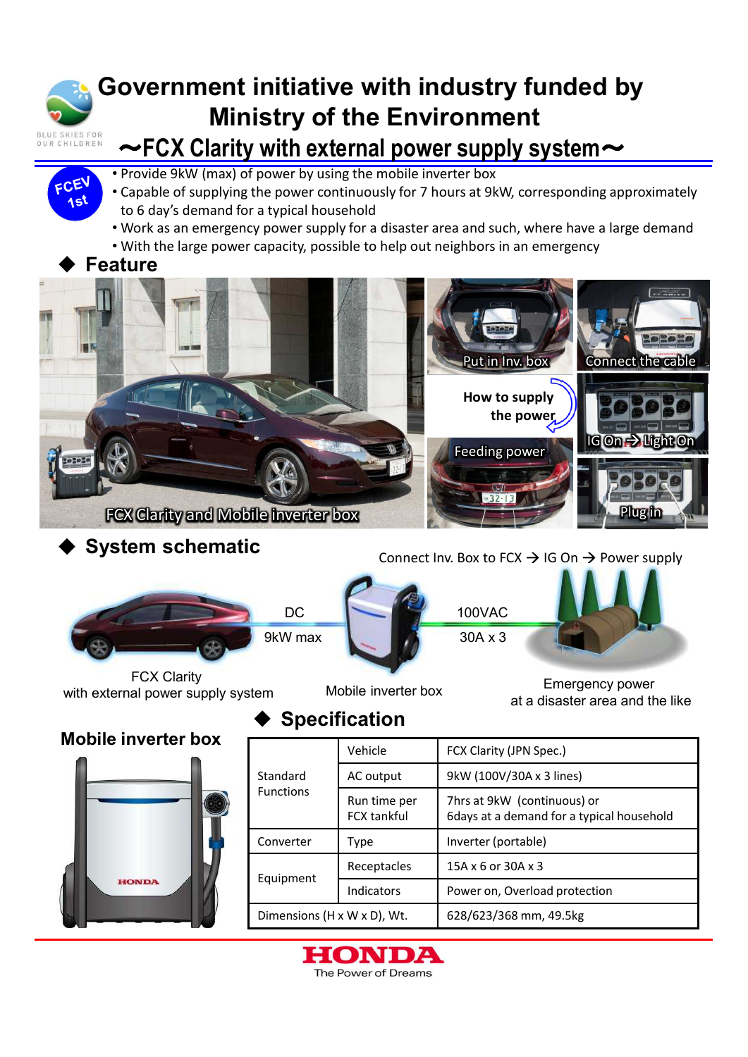# Government initiative with industry funded by Ministry of the Environment

## ～FCX Clarity with external power supply system～

FCEV 1st

- Provide 9kW (max) of power by using the mobile inverter box
- Capable of supplying the power continuously for 7 hours at 9kW, corresponding approximately to 6 day's demand for a typical household
- Work as an emergency power supply for a disaster area and such, where have a large demand
- With the large power capacity, possible to help out neighbors in an emergency

## ◆ Feature

FCX Clarity and Mobile inverter box

How to supply the power

Put in Inv. box

Connect the cable

IG On → Light On

Feeding power

Plug in

## ◆ System schematic

Connect Inv. Box to FCX → IG On → Power supply

DC

9kW max

100VAC

30A x 3

FCX Clarity with external power supply system

Mobile inverter box

Emergency power at a disaster area and the like

## ◆ Specification

**Mobile inverter box**

| | | |
|---|---|---|
| Standard Functions | Vehicle | FCX Clarity (JPN Spec.) |
| | AC output | 9kW (100V/30A x 3 lines) |
| | Run time per FCX tankful | 7hrs at 9kW (continuous) or 6days at a demand for a typical household |
| Converter | Type | Inverter (portable) |
| Equipment | Receptacles | 15A x 6 or 30A x 3 |
| | Indicators | Power on, Overload protection |
| Dimensions (H x W x D), Wt. | | 628/623/368 mm, 49.5kg |

HONDA
The Power of Dreams